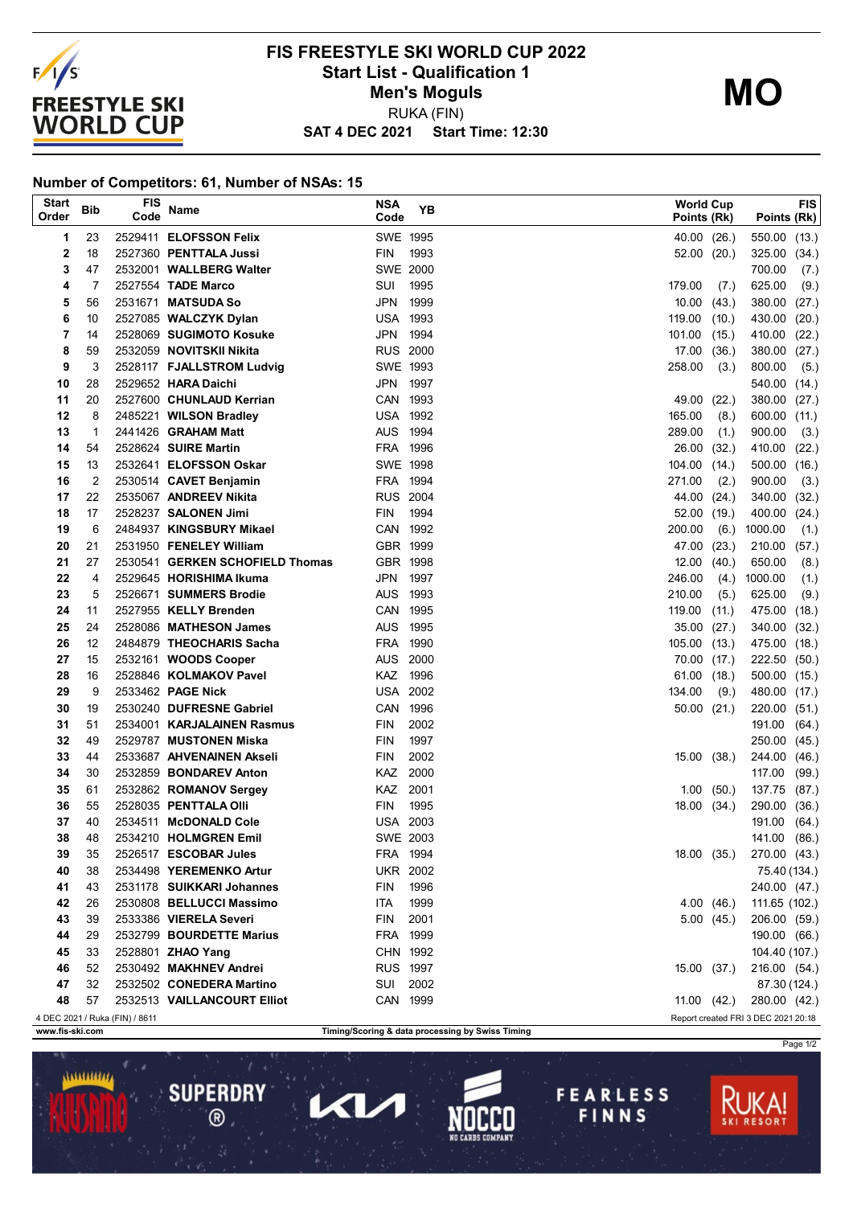# FIS FREESTYLE SKI WORLD CUP 2022

## Start List - Qualification 1

## Men's Moguls

RUKA (FIN)

**SAT 4 DEC 2021 Start Time: 12:30**

**MO**

### Number of Competitors: 61, Number of NSAs: 15

| Start Order | Bib | FIS Code | Name | NSA Code | YB | World Cup Points (Rk) | FIS Points (Rk) |
|---|---|---|---|---|---|---|---|
| 1 | 23 | 2529411 | **ELOFSSON Felix** | SWE | 1995 | 40.00 (26.) | 550.00 (13.) |
| 2 | 18 | 2527360 | **PENTTALA Jussi** | FIN | 1993 | 52.00 (20.) | 325.00 (34.) |
| 3 | 47 | 2532001 | **WALLBERG Walter** | SWE | 2000 | | 700.00 (7.) |
| 4 | 7 | 2527554 | **TADE Marco** | SUI | 1995 | 179.00 (7.) | 625.00 (9.) |
| 5 | 56 | 2531671 | **MATSUDA So** | JPN | 1999 | 10.00 (43.) | 380.00 (27.) |
| 6 | 10 | 2527085 | **WALCZYK Dylan** | USA | 1993 | 119.00 (10.) | 430.00 (20.) |
| 7 | 14 | 2528069 | **SUGIMOTO Kosuke** | JPN | 1994 | 101.00 (15.) | 410.00 (22.) |
| 8 | 59 | 2532059 | **NOVITSKII Nikita** | RUS | 2000 | 17.00 (36.) | 380.00 (27.) |
| 9 | 3 | 2528117 | **FJALLSTROM Ludvig** | SWE | 1993 | 258.00 (3.) | 800.00 (5.) |
| 10 | 28 | 2529652 | **HARA Daichi** | JPN | 1997 | | 540.00 (14.) |
| 11 | 20 | 2527600 | **CHUNLAUD Kerrian** | CAN | 1993 | 49.00 (22.) | 380.00 (27.) |
| 12 | 8 | 2485221 | **WILSON Bradley** | USA | 1992 | 165.00 (8.) | 600.00 (11.) |
| 13 | 1 | 2441426 | **GRAHAM Matt** | AUS | 1994 | 289.00 (1.) | 900.00 (3.) |
| 14 | 54 | 2528624 | **SUIRE Martin** | FRA | 1996 | 26.00 (32.) | 410.00 (22.) |
| 15 | 13 | 2532641 | **ELOFSSON Oskar** | SWE | 1998 | 104.00 (14.) | 500.00 (16.) |
| 16 | 2 | 2530514 | **CAVET Benjamin** | FRA | 1994 | 271.00 (2.) | 900.00 (3.) |
| 17 | 22 | 2535067 | **ANDREEV Nikita** | RUS | 2004 | 44.00 (24.) | 340.00 (32.) |
| 18 | 17 | 2528237 | **SALONEN Jimi** | FIN | 1994 | 52.00 (19.) | 400.00 (24.) |
| 19 | 6 | 2484937 | **KINGSBURY Mikael** | CAN | 1992 | 200.00 (6.) | 1000.00 (1.) |
| 20 | 21 | 2531950 | **FENELEY William** | GBR | 1999 | 47.00 (23.) | 210.00 (57.) |
| 21 | 27 | 2530541 | **GERKEN SCHOFIELD Thomas** | GBR | 1998 | 12.00 (40.) | 650.00 (8.) |
| 22 | 4 | 2529645 | **HORISHIMA Ikuma** | JPN | 1997 | 246.00 (4.) | 1000.00 (1.) |
| 23 | 5 | 2526671 | **SUMMERS Brodie** | AUS | 1993 | 210.00 (5.) | 625.00 (9.) |
| 24 | 11 | 2527955 | **KELLY Brenden** | CAN | 1995 | 119.00 (11.) | 475.00 (18.) |
| 25 | 24 | 2528086 | **MATHESON James** | AUS | 1995 | 35.00 (27.) | 340.00 (32.) |
| 26 | 12 | 2484879 | **THEOCHARIS Sacha** | FRA | 1990 | 105.00 (13.) | 475.00 (18.) |
| 27 | 15 | 2532161 | **WOODS Cooper** | AUS | 2000 | 70.00 (17.) | 222.50 (50.) |
| 28 | 16 | 2528846 | **KOLMAKOV Pavel** | KAZ | 1996 | 61.00 (18.) | 500.00 (15.) |
| 29 | 9 | 2533462 | **PAGE Nick** | USA | 2002 | 134.00 (9.) | 480.00 (17.) |
| 30 | 19 | 2530240 | **DUFRESNE Gabriel** | CAN | 1996 | 50.00 (21.) | 220.00 (51.) |
| 31 | 51 | 2534001 | **KARJALAINEN Rasmus** | FIN | 2002 | | 191.00 (64.) |
| 32 | 49 | 2529787 | **MUSTONEN Miska** | FIN | 1997 | | 250.00 (45.) |
| 33 | 44 | 2533687 | **AHVENAINEN Akseli** | FIN | 2002 | 15.00 (38.) | 244.00 (46.) |
| 34 | 30 | 2532859 | **BONDAREV Anton** | KAZ | 2000 | | 117.00 (99.) |
| 35 | 61 | 2532862 | **ROMANOV Sergey** | KAZ | 2001 | 1.00 (50.) | 137.75 (87.) |
| 36 | 55 | 2528035 | **PENTTALA Olli** | FIN | 1995 | 18.00 (34.) | 290.00 (36.) |
| 37 | 40 | 2534511 | **McDONALD Cole** | USA | 2003 | | 191.00 (64.) |
| 38 | 48 | 2534210 | **HOLMGREN Emil** | SWE | 2003 | | 141.00 (86.) |
| 39 | 35 | 2526517 | **ESCOBAR Jules** | FRA | 1994 | 18.00 (35.) | 270.00 (43.) |
| 40 | 38 | 2534498 | **YEREMENKO Artur** | UKR | 2002 | | 75.40 (134.) |
| 41 | 43 | 2531178 | **SUIKKARI Johannes** | FIN | 1996 | | 240.00 (47.) |
| 42 | 26 | 2530808 | **BELLUCCI Massimo** | ITA | 1999 | 4.00 (46.) | 111.65 (102.) |
| 43 | 39 | 2533386 | **VIERELA Severi** | FIN | 2001 | 5.00 (45.) | 206.00 (59.) |
| 44 | 29 | 2532799 | **BOURDETTE Marius** | FRA | 1999 | | 190.00 (66.) |
| 45 | 33 | 2528801 | **ZHAO Yang** | CHN | 1992 | | 104.40 (107.) |
| 46 | 52 | 2530492 | **MAKHNEV Andrei** | RUS | 1997 | 15.00 (37.) | 216.00 (54.) |
| 47 | 32 | 2532502 | **CONEDERA Martino** | SUI | 2002 | | 87.30 (124.) |
| 48 | 57 | 2532513 | **VAILLANCOURT Elliot** | CAN | 1999 | 11.00 (42.) | 280.00 (42.) |

4 DEC 2021 / Ruka (FIN) / 8611

Report created FRI 3 DEC 2021 20:18

www.fis-ski.com

Timing/Scoring & data processing by Swiss Timing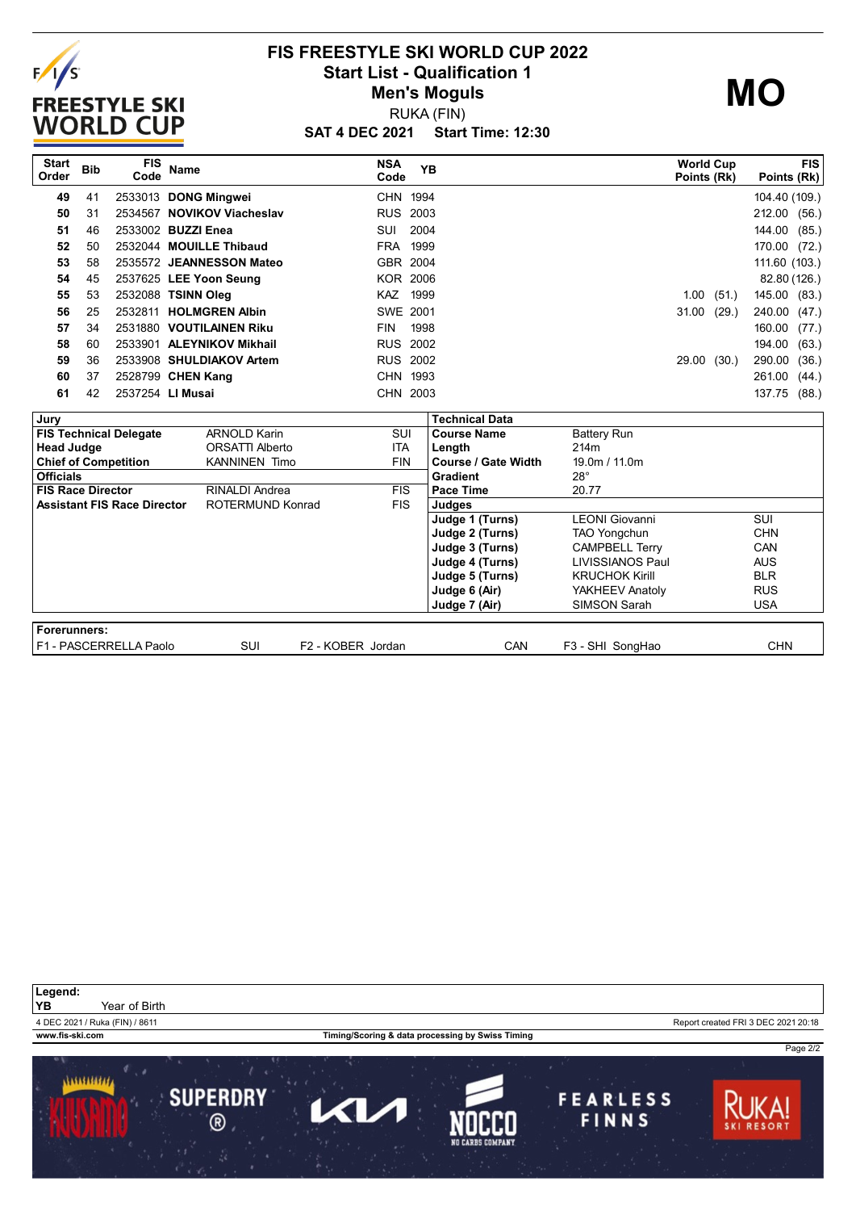# FIS FREESTYLE SKI WORLD CUP 2022

## Start List - Qualification 1

## Men's Moguls

RUKA (FIN)

**SAT 4 DEC 2021 Start Time: 12:30**

**MO**

| Start Order | Bib | FIS Code | Name | NSA Code | YB | World Cup Points (Rk) | FIS Points (Rk) |
|---|---|---|---|---|---|---|---|
| 49 | 41 | 2533013 | **DONG Mingwei** | CHN | 1994 | | 104.40 (109.) |
| 50 | 31 | 2534567 | **NOVIKOV Viacheslav** | RUS | 2003 | | 212.00 (56.) |
| 51 | 46 | 2533002 | **BUZZI Enea** | SUI | 2004 | | 144.00 (85.) |
| 52 | 50 | 2532044 | **MOUILLE Thibaud** | FRA | 1999 | | 170.00 (72.) |
| 53 | 58 | 2535572 | **JEANNESSON Mateo** | GBR | 2004 | | 111.60 (103.) |
| 54 | 45 | 2537625 | **LEE Yoon Seung** | KOR | 2006 | | 82.80 (126.) |
| 55 | 53 | 2532088 | **TSINN Oleg** | KAZ | 1999 | 1.00 (51.) | 145.00 (83.) |
| 56 | 25 | 2532811 | **HOLMGREN Albin** | SWE | 2001 | 31.00 (29.) | 240.00 (47.) |
| 57 | 34 | 2531880 | **VOUTILAINEN Riku** | FIN | 1998 | | 160.00 (77.) |
| 58 | 60 | 2533901 | **ALEYNIKOV Mikhail** | RUS | 2002 | | 194.00 (63.) |
| 59 | 36 | 2533908 | **SHULDIAKOV Artem** | RUS | 2002 | 29.00 (30.) | 290.00 (36.) |
| 60 | 37 | 2528799 | **CHEN Kang** | CHN | 1993 | | 261.00 (44.) |
| 61 | 42 | 2537254 | **LI Musai** | CHN | 2003 | | 137.75 (88.) |

| Jury | | |
|---|---|---|
| **FIS Technical Delegate** | ARNOLD Karin | SUI |
| **Head Judge** | ORSATTI Alberto | ITA |
| **Chief of Competition** | KANNINEN Timo | FIN |
| **Officials** | | |
| **FIS Race Director** | RINALDI Andrea | FIS |
| **Assistant FIS Race Director** | ROTERMUND Konrad | FIS |

| Technical Data | | |
|---|---|---|
| **Course Name** | Battery Run | |
| **Length** | 214m | |
| **Course / Gate Width** | 19.0m / 11.0m | |
| **Gradient** | 28° | |
| **Pace Time** | 20.77 | |
| **Judges** | | |
| **Judge 1 (Turns)** | LEONI Giovanni | SUI |
| **Judge 2 (Turns)** | TAO Yongchun | CHN |
| **Judge 3 (Turns)** | CAMPBELL Terry | CAN |
| **Judge 4 (Turns)** | LIVISSIANOS Paul | AUS |
| **Judge 5 (Turns)** | KRUCHOK Kirill | BLR |
| **Judge 6 (Air)** | YAKHEEV Anatoly | RUS |
| **Judge 7 (Air)** | SIMSON Sarah | USA |

**Forerunners:**

| | | | | | |
|---|---|---|---|---|---|
| F1 - PASCERRELLA Paolo | SUI | F2 - KOBER Jordan | CAN | F3 - SHI SongHao | CHN |

**Legend:**

**YB** Year of Birth

4 DEC 2021 / Ruka (FIN) / 8611

Report created FRI 3 DEC 2021 20:18

www.fis-ski.com

Timing/Scoring & data processing by Swiss Timing